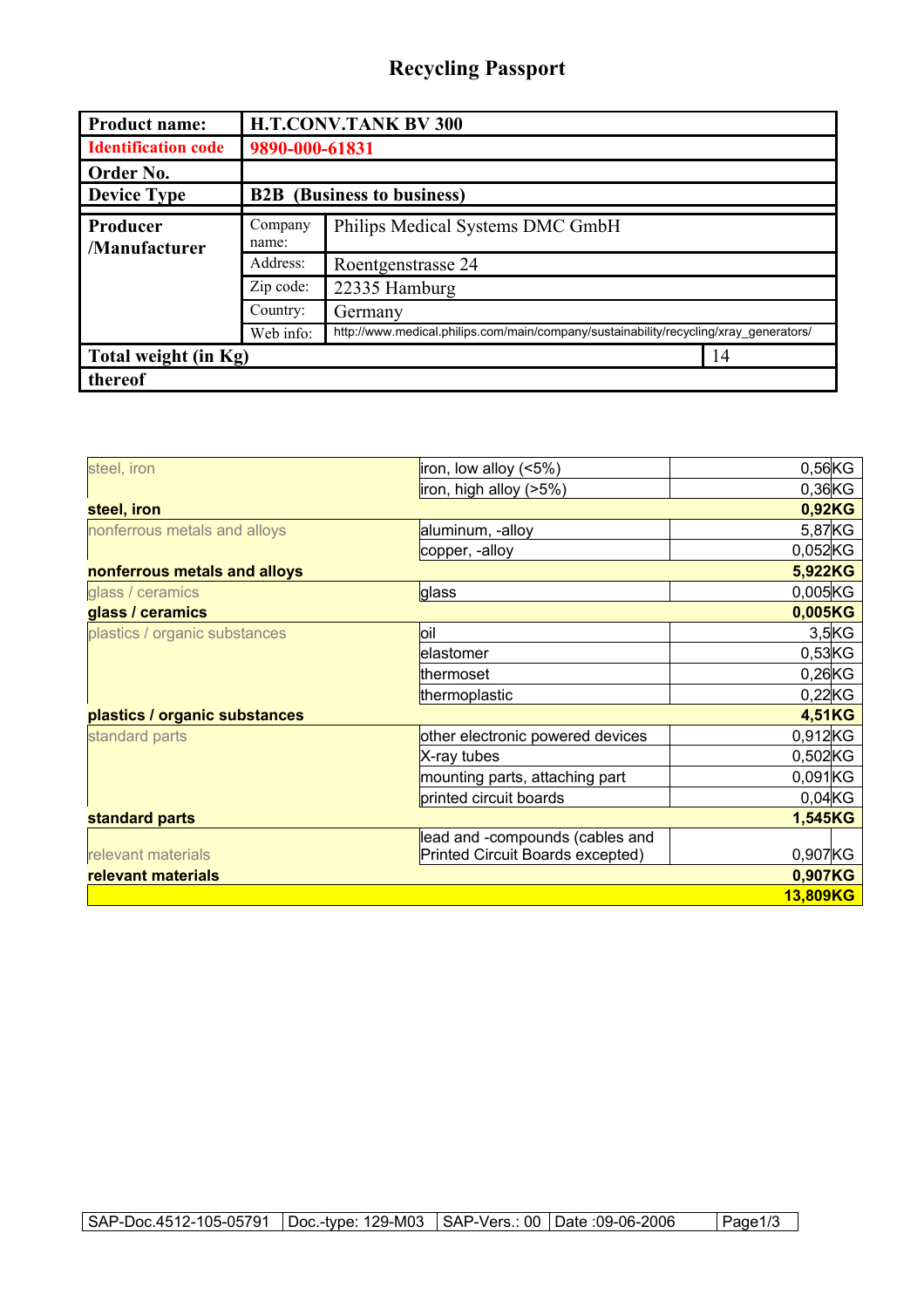# Recycling Passport

| Product name: | H.T.CONV.TANK BV 300 | |
|---|---|---|
| Identification code | 9890-000-61831 | |
| Order No. | | |
| Device Type | B2B (Business to business) | |
| Producer /Manufacturer | Company name: | Philips Medical Systems DMC GmbH |
| | Address: | Roentgenstrasse 24 |
| | Zip code: | 22335 Hamburg |
| | Country: | Germany |
| | Web info: | http://www.medical.philips.com/main/company/sustainability/recycling/xray_generators/ |
| Total weight (in Kg) | | 14 |
| thereof | | |

| | | |
|---|---|---|
| steel, iron | iron, low alloy (<5%) | 0,56KG |
| | iron, high alloy (>5%) | 0,36KG |
| **steel, iron** | | **0,92KG** |
| nonferrous metals and alloys | aluminum, -alloy | 5,87KG |
| | copper, -alloy | 0,052KG |
| **nonferrous metals and alloys** | | **5,922KG** |
| glass / ceramics | glass | 0,005KG |
| **glass / ceramics** | | **0,005KG** |
| plastics / organic substances | oil | 3,5KG |
| | elastomer | 0,53KG |
| | thermoset | 0,26KG |
| | thermoplastic | 0,22KG |
| **plastics / organic substances** | | **4,51KG** |
| standard parts | other electronic powered devices | 0,912KG |
| | X-ray tubes | 0,502KG |
| | mounting parts, attaching part | 0,091KG |
| | printed circuit boards | 0,04KG |
| **standard parts** | | **1,545KG** |
| relevant materials | lead and -compounds (cables and Printed Circuit Boards excepted) | 0,907KG |
| **relevant materials** | | **0,907KG** |
| | | **13,809KG** |

| SAP-Doc.4512-105-05791 | Doc.-type: 129-M03 | SAP-Vers.: 00 | Date :09-06-2006 |
|---|---|---|---|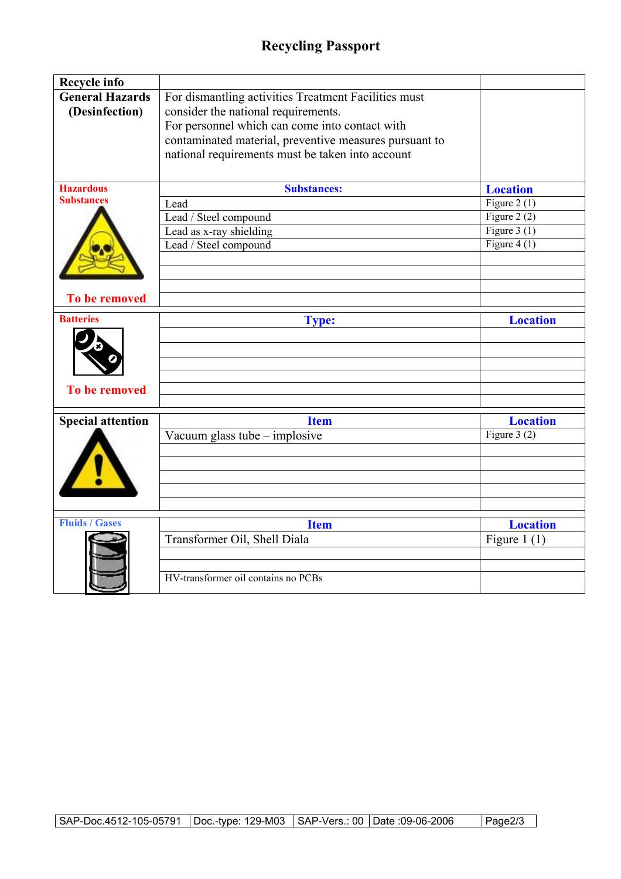# Recycling Passport

| Recycle info | | |
|---|---|---|
| **General Hazards (Desinfection)** | For dismantling activities Treatment Facilities must consider the national requirements. For personnel which can come into contact with contaminated material, preventive measures pursuant to national requirements must be taken into account | |
| **Hazardous Substances** | **Substances:** | **Location** |
| | Lead | Figure 2 (1) |
| | Lead / Steel compound | Figure 2 (2) |
| | Lead as x-ray shielding | Figure 3 (1) |
| | Lead / Steel compound | Figure 4 (1) |
| | | |
| | | |
| | | |
| **To be removed** | | |
| **Batteries** | **Type:** | **Location** |
| | | |
| | | |
| | | |
| | | |
| **To be removed** | | |
| **Special attention** | **Item** | **Location** |
| | Vacuum glass tube – implosive | Figure 3 (2) |
| | | |
| | | |
| | | |
| | | |
| | | |
| **Fluids / Gases** | **Item** | **Location** |
| | Transformer Oil, Shell Diala | Figure 1 (1) |
| | | |
| | | |
| | HV-transformer oil contains no PCBs | |

| SAP-Doc.4512-105-05791 | Doc.-type: 129-M03 | SAP-Vers.: 00 | Date :09-06-2006 |
|---|---|---|---|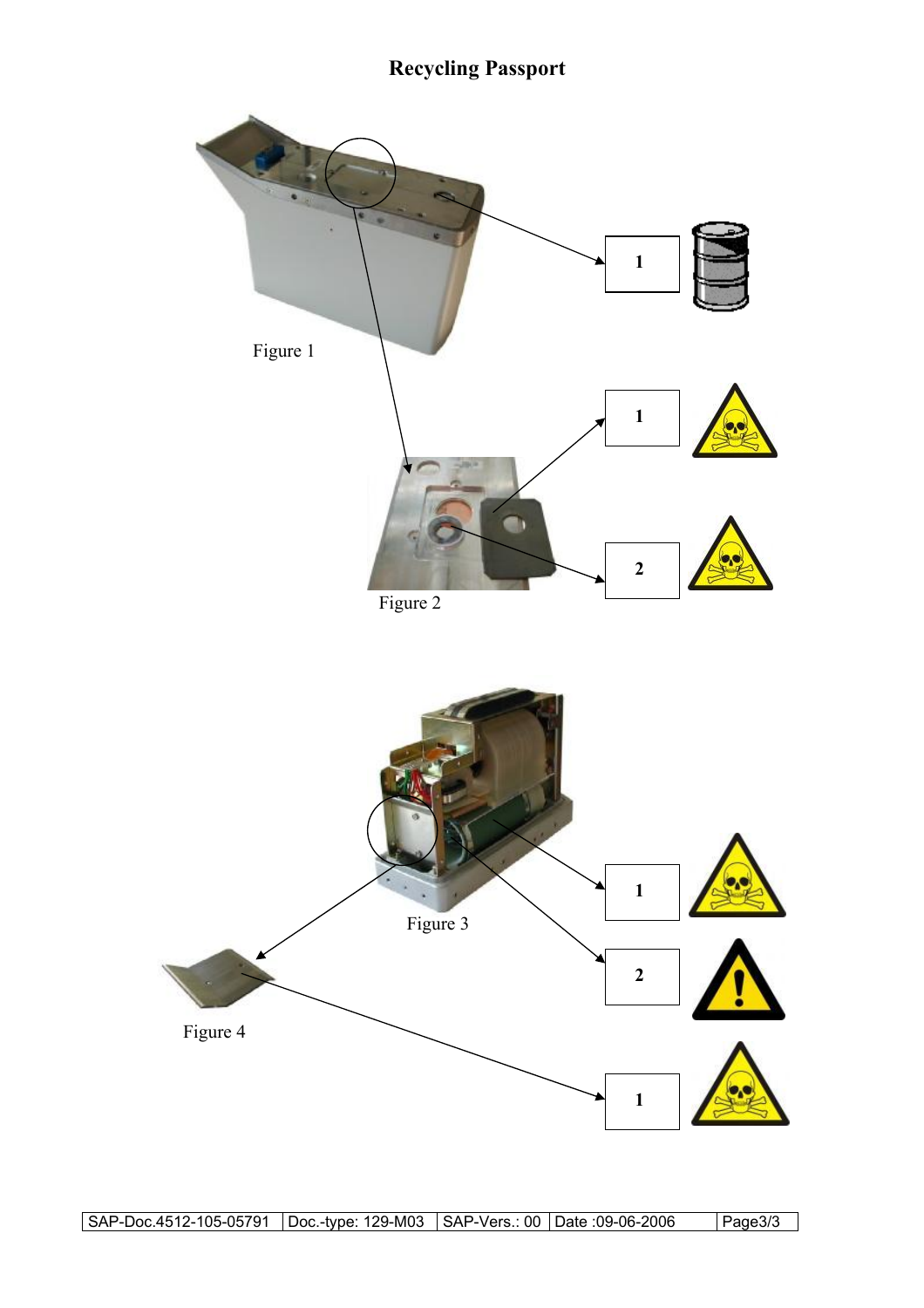# Recycling Passport

Figure 1

1

1

2

Figure 2

1

2

Figure 3

Figure 4

1